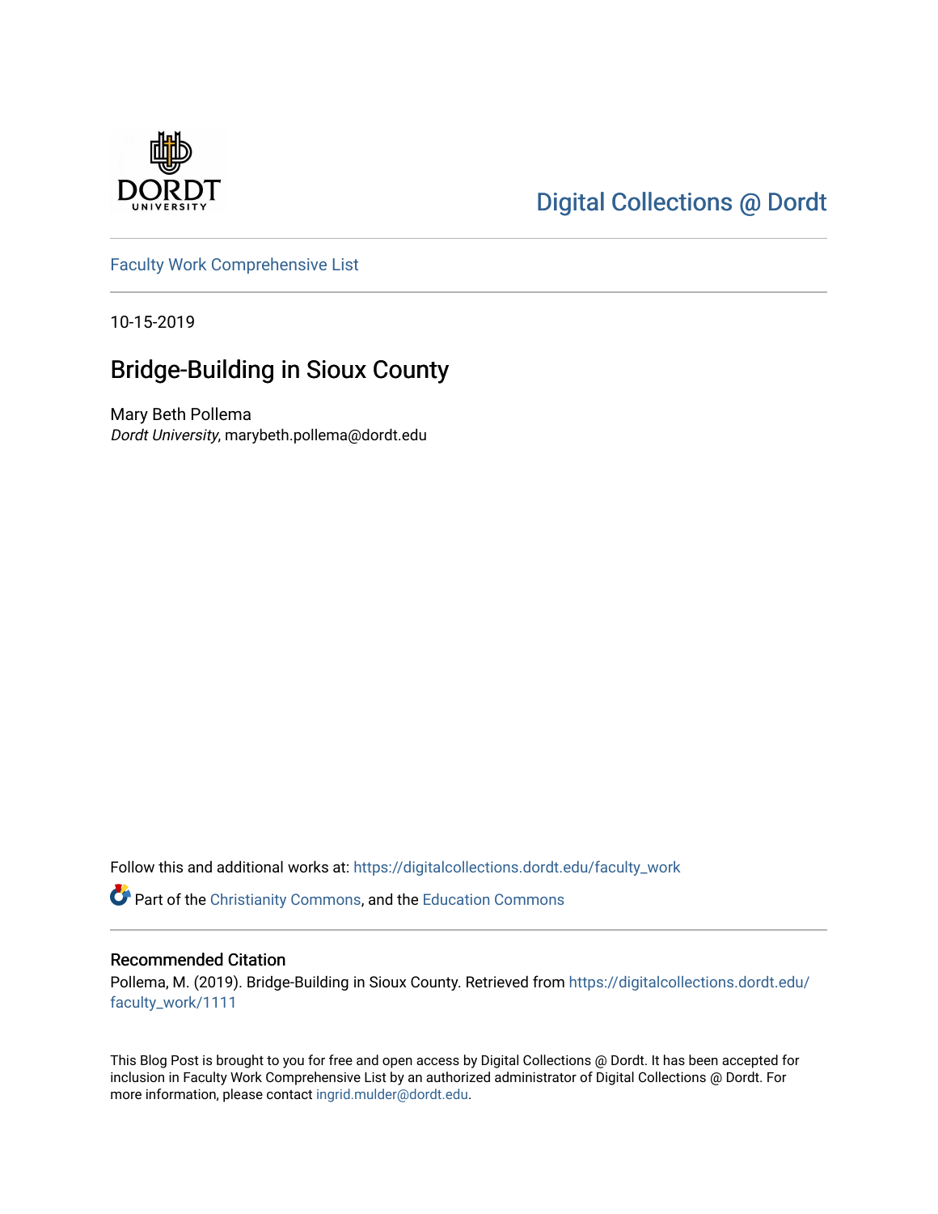DORDT UNIVERSITY

Digital Collections @ Dordt

Faculty Work Comprehensive List

10-15-2019

# Bridge-Building in Sioux County

Mary Beth Pollema
*Dordt University*, marybeth.pollema@dordt.edu

Follow this and additional works at: https://digitalcollections.dordt.edu/faculty_work

Part of the Christianity Commons, and the Education Commons

## Recommended Citation

Pollema, M. (2019). Bridge-Building in Sioux County. Retrieved from https://digitalcollections.dordt.edu/faculty_work/1111

This Blog Post is brought to you for free and open access by Digital Collections @ Dordt. It has been accepted for inclusion in Faculty Work Comprehensive List by an authorized administrator of Digital Collections @ Dordt. For more information, please contact ingrid.mulder@dordt.edu.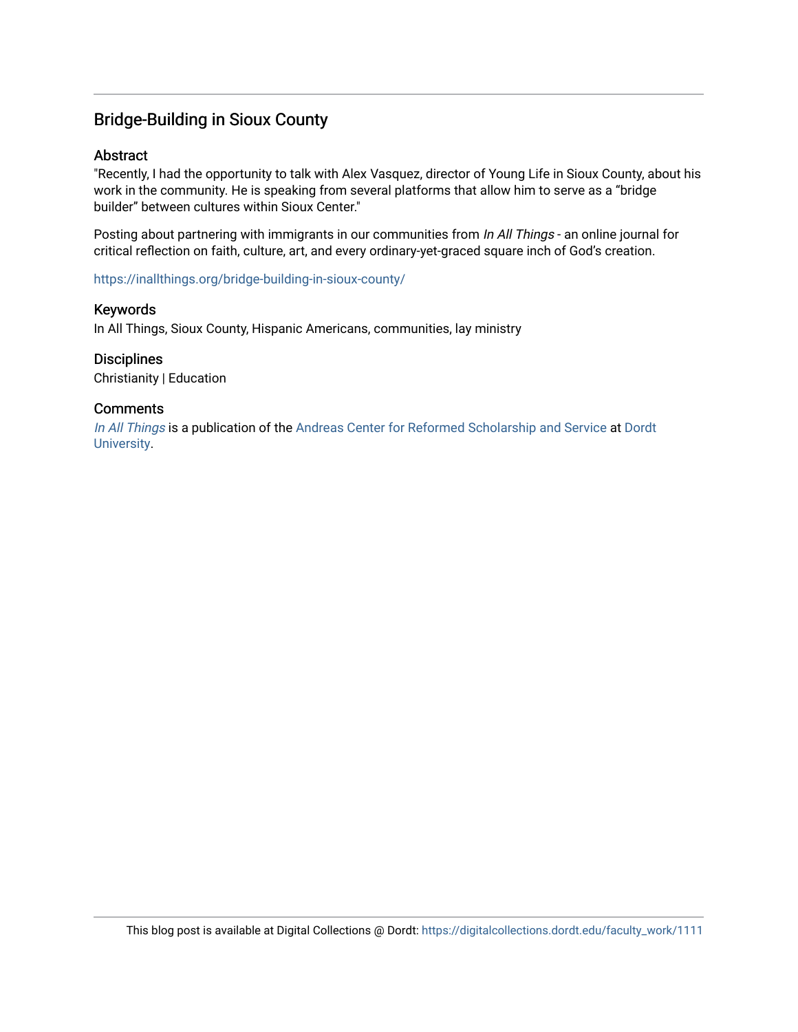## Bridge-Building in Sioux County

### Abstract

"Recently, I had the opportunity to talk with Alex Vasquez, director of Young Life in Sioux County, about his work in the community. He is speaking from several platforms that allow him to serve as a “bridge builder” between cultures within Sioux Center."

Posting about partnering with immigrants in our communities from *In All Things* - an online journal for critical reflection on faith, culture, art, and every ordinary-yet-graced square inch of God’s creation.

https://inallthings.org/bridge-building-in-sioux-county/

### Keywords

In All Things, Sioux County, Hispanic Americans, communities, lay ministry

### Disciplines

Christianity | Education

### Comments

*In All Things* is a publication of the Andreas Center for Reformed Scholarship and Service at Dordt University.

This blog post is available at Digital Collections @ Dordt: https://digitalcollections.dordt.edu/faculty_work/1111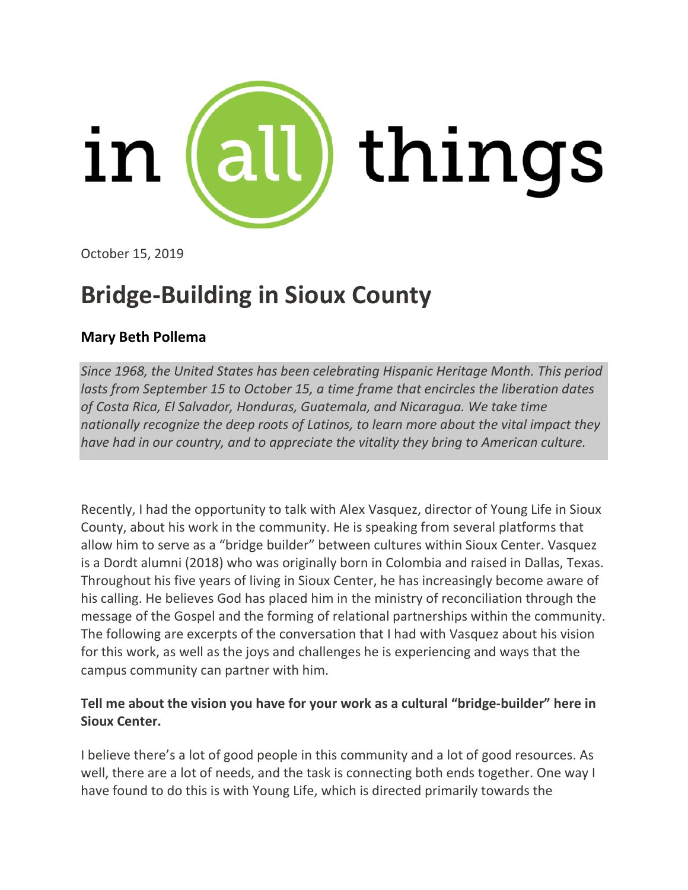in all things

October 15, 2019

# Bridge-Building in Sioux County

**Mary Beth Pollema**

*Since 1968, the United States has been celebrating Hispanic Heritage Month. This period lasts from September 15 to October 15, a time frame that encircles the liberation dates of Costa Rica, El Salvador, Honduras, Guatemala, and Nicaragua. We take time nationally recognize the deep roots of Latinos, to learn more about the vital impact they have had in our country, and to appreciate the vitality they bring to American culture.*

Recently, I had the opportunity to talk with Alex Vasquez, director of Young Life in Sioux County, about his work in the community. He is speaking from several platforms that allow him to serve as a "bridge builder" between cultures within Sioux Center. Vasquez is a Dordt alumni (2018) who was originally born in Colombia and raised in Dallas, Texas. Throughout his five years of living in Sioux Center, he has increasingly become aware of his calling. He believes God has placed him in the ministry of reconciliation through the message of the Gospel and the forming of relational partnerships within the community. The following are excerpts of the conversation that I had with Vasquez about his vision for this work, as well as the joys and challenges he is experiencing and ways that the campus community can partner with him.

**Tell me about the vision you have for your work as a cultural "bridge-builder" here in Sioux Center.**

I believe there's a lot of good people in this community and a lot of good resources. As well, there are a lot of needs, and the task is connecting both ends together. One way I have found to do this is with Young Life, which is directed primarily towards the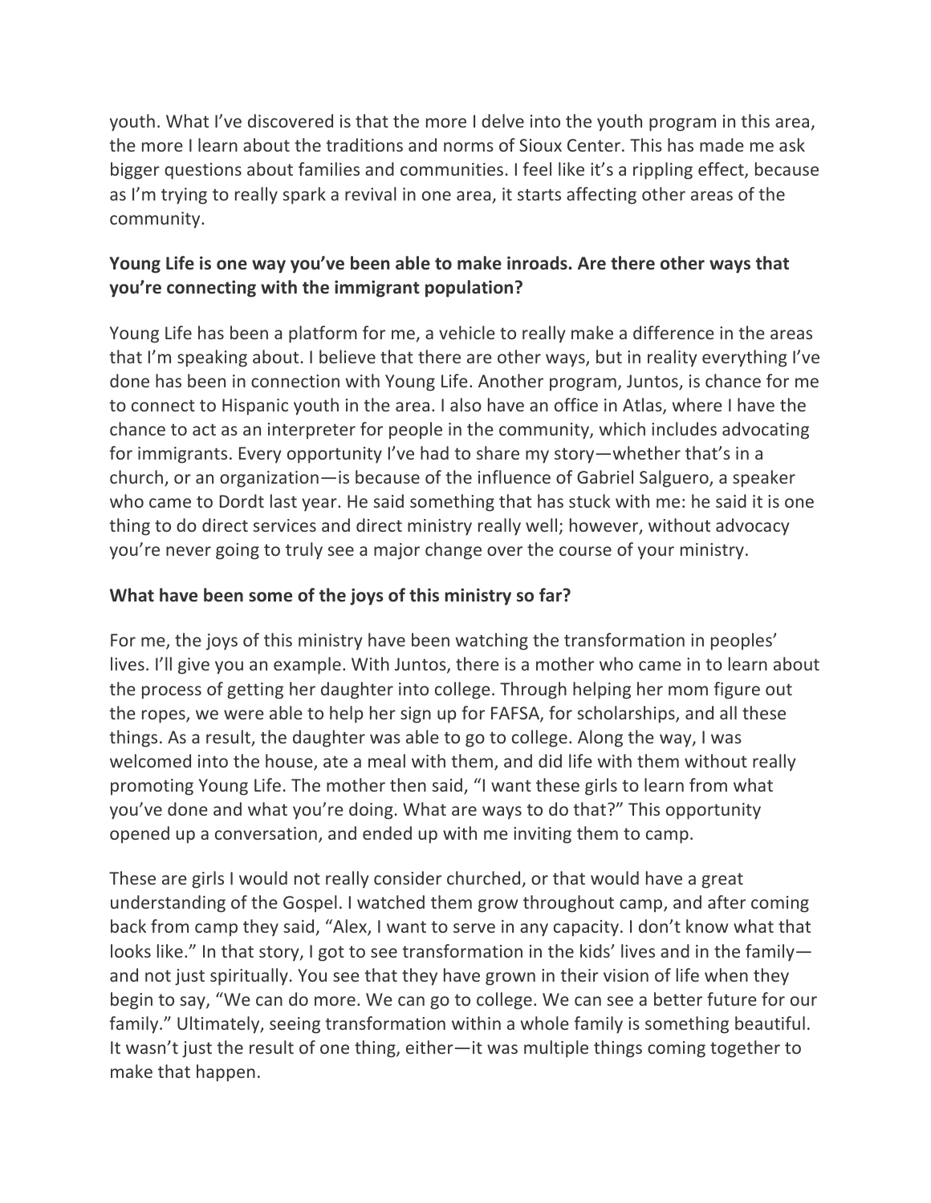youth. What I've discovered is that the more I delve into the youth program in this area, the more I learn about the traditions and norms of Sioux Center. This has made me ask bigger questions about families and communities. I feel like it's a rippling effect, because as I'm trying to really spark a revival in one area, it starts affecting other areas of the community.

**Young Life is one way you've been able to make inroads. Are there other ways that you're connecting with the immigrant population?**

Young Life has been a platform for me, a vehicle to really make a difference in the areas that I'm speaking about. I believe that there are other ways, but in reality everything I've done has been in connection with Young Life. Another program, Juntos, is chance for me to connect to Hispanic youth in the area. I also have an office in Atlas, where I have the chance to act as an interpreter for people in the community, which includes advocating for immigrants. Every opportunity I've had to share my story—whether that's in a church, or an organization—is because of the influence of Gabriel Salguero, a speaker who came to Dordt last year. He said something that has stuck with me: he said it is one thing to do direct services and direct ministry really well; however, without advocacy you're never going to truly see a major change over the course of your ministry.

**What have been some of the joys of this ministry so far?**

For me, the joys of this ministry have been watching the transformation in peoples' lives. I'll give you an example. With Juntos, there is a mother who came in to learn about the process of getting her daughter into college. Through helping her mom figure out the ropes, we were able to help her sign up for FAFSA, for scholarships, and all these things. As a result, the daughter was able to go to college. Along the way, I was welcomed into the house, ate a meal with them, and did life with them without really promoting Young Life. The mother then said, "I want these girls to learn from what you've done and what you're doing. What are ways to do that?" This opportunity opened up a conversation, and ended up with me inviting them to camp.

These are girls I would not really consider churched, or that would have a great understanding of the Gospel. I watched them grow throughout camp, and after coming back from camp they said, "Alex, I want to serve in any capacity. I don't know what that looks like." In that story, I got to see transformation in the kids' lives and in the family—and not just spiritually. You see that they have grown in their vision of life when they begin to say, "We can do more. We can go to college. We can see a better future for our family." Ultimately, seeing transformation within a whole family is something beautiful. It wasn't just the result of one thing, either—it was multiple things coming together to make that happen.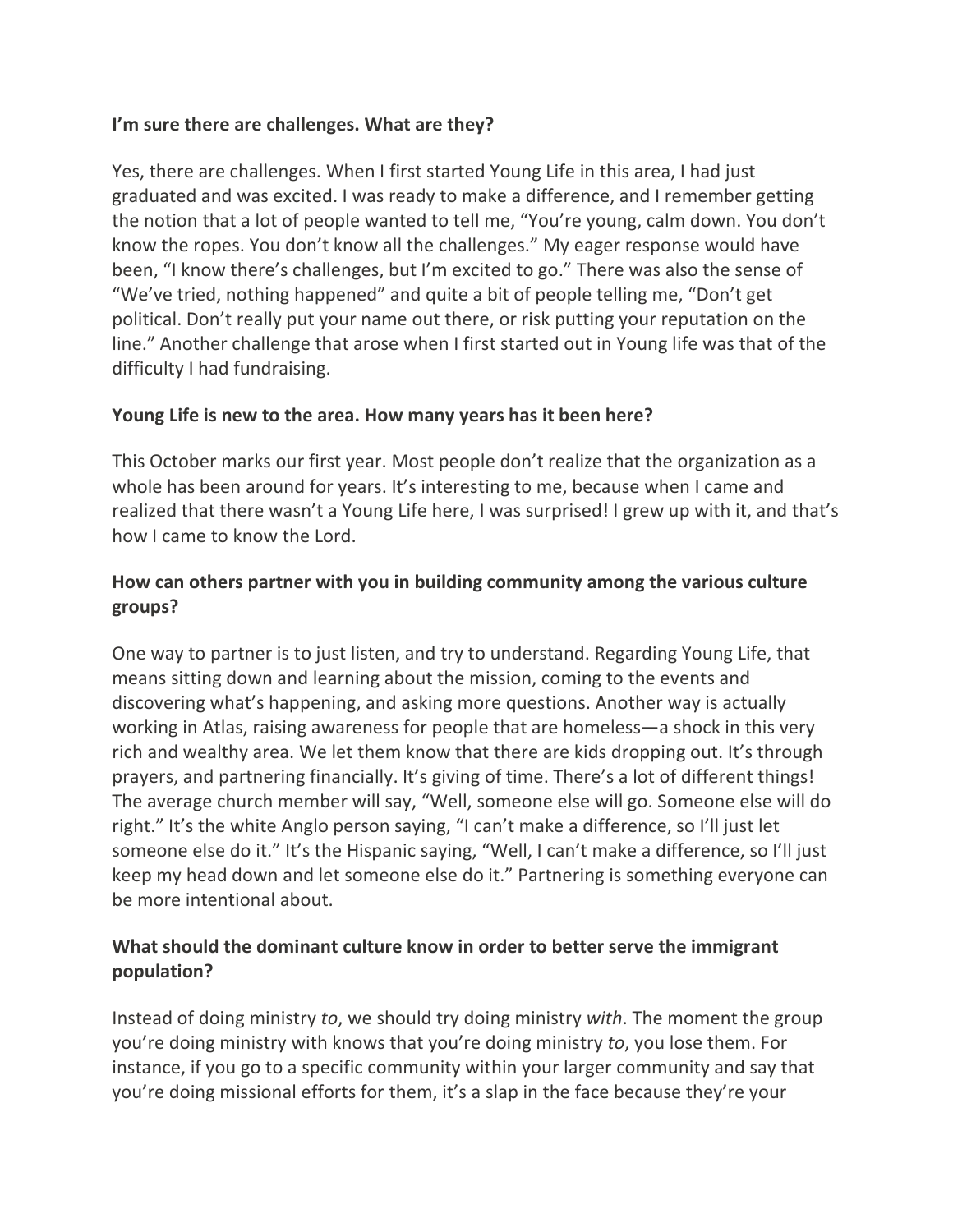**I'm sure there are challenges. What are they?**

Yes, there are challenges. When I first started Young Life in this area, I had just graduated and was excited. I was ready to make a difference, and I remember getting the notion that a lot of people wanted to tell me, "You're young, calm down. You don't know the ropes. You don't know all the challenges." My eager response would have been, "I know there's challenges, but I'm excited to go." There was also the sense of "We've tried, nothing happened" and quite a bit of people telling me, "Don't get political. Don't really put your name out there, or risk putting your reputation on the line." Another challenge that arose when I first started out in Young life was that of the difficulty I had fundraising.

**Young Life is new to the area. How many years has it been here?**

This October marks our first year. Most people don't realize that the organization as a whole has been around for years. It's interesting to me, because when I came and realized that there wasn't a Young Life here, I was surprised! I grew up with it, and that's how I came to know the Lord.

**How can others partner with you in building community among the various culture groups?**

One way to partner is to just listen, and try to understand. Regarding Young Life, that means sitting down and learning about the mission, coming to the events and discovering what's happening, and asking more questions. Another way is actually working in Atlas, raising awareness for people that are homeless—a shock in this very rich and wealthy area. We let them know that there are kids dropping out. It's through prayers, and partnering financially. It's giving of time. There's a lot of different things! The average church member will say, "Well, someone else will go. Someone else will do right." It's the white Anglo person saying, "I can't make a difference, so I'll just let someone else do it." It's the Hispanic saying, "Well, I can't make a difference, so I'll just keep my head down and let someone else do it." Partnering is something everyone can be more intentional about.

**What should the dominant culture know in order to better serve the immigrant population?**

Instead of doing ministry *to*, we should try doing ministry *with*. The moment the group you're doing ministry with knows that you're doing ministry *to*, you lose them. For instance, if you go to a specific community within your larger community and say that you're doing missional efforts for them, it's a slap in the face because they're your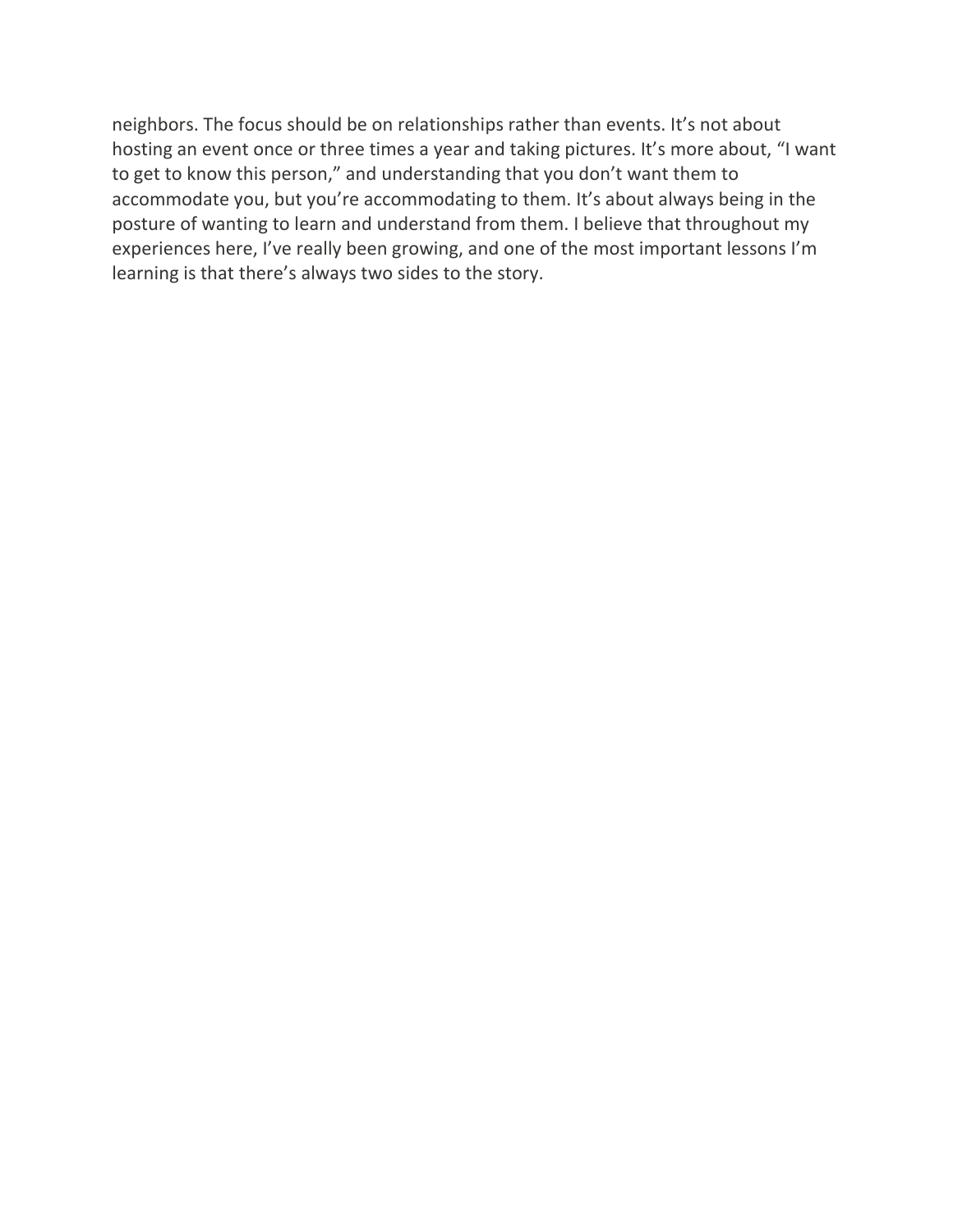neighbors. The focus should be on relationships rather than events. It's not about hosting an event once or three times a year and taking pictures. It's more about, "I want to get to know this person," and understanding that you don't want them to accommodate you, but you're accommodating to them. It's about always being in the posture of wanting to learn and understand from them. I believe that throughout my experiences here, I've really been growing, and one of the most important lessons I'm learning is that there's always two sides to the story.